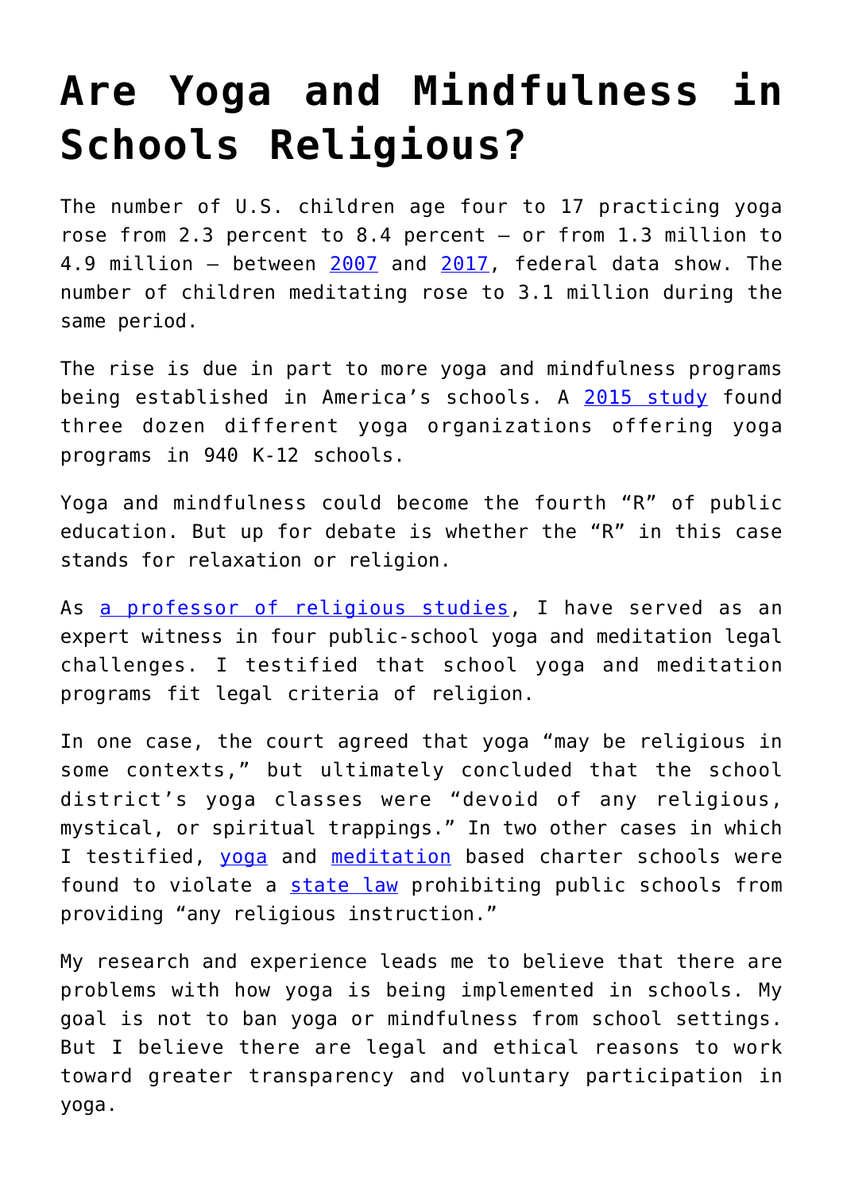# Are Yoga and Mindfulness in Schools Religious?

The number of U.S. children age four to 17 practicing yoga rose from 2.3 percent to 8.4 percent – or from 1.3 million to 4.9 million – between 2007 and 2017, federal data show. The number of children meditating rose to 3.1 million during the same period.

The rise is due in part to more yoga and mindfulness programs being established in America's schools. A 2015 study found three dozen different yoga organizations offering yoga programs in 940 K-12 schools.

Yoga and mindfulness could become the fourth "R" of public education. But up for debate is whether the "R" in this case stands for relaxation or religion.

As a professor of religious studies, I have served as an expert witness in four public-school yoga and meditation legal challenges. I testified that school yoga and meditation programs fit legal criteria of religion.

In one case, the court agreed that yoga "may be religious in some contexts," but ultimately concluded that the school district's yoga classes were "devoid of any religious, mystical, or spiritual trappings." In two other cases in which I testified, yoga and meditation based charter schools were found to violate a state law prohibiting public schools from providing "any religious instruction."

My research and experience leads me to believe that there are problems with how yoga is being implemented in schools. My goal is not to ban yoga or mindfulness from school settings. But I believe there are legal and ethical reasons to work toward greater transparency and voluntary participation in yoga.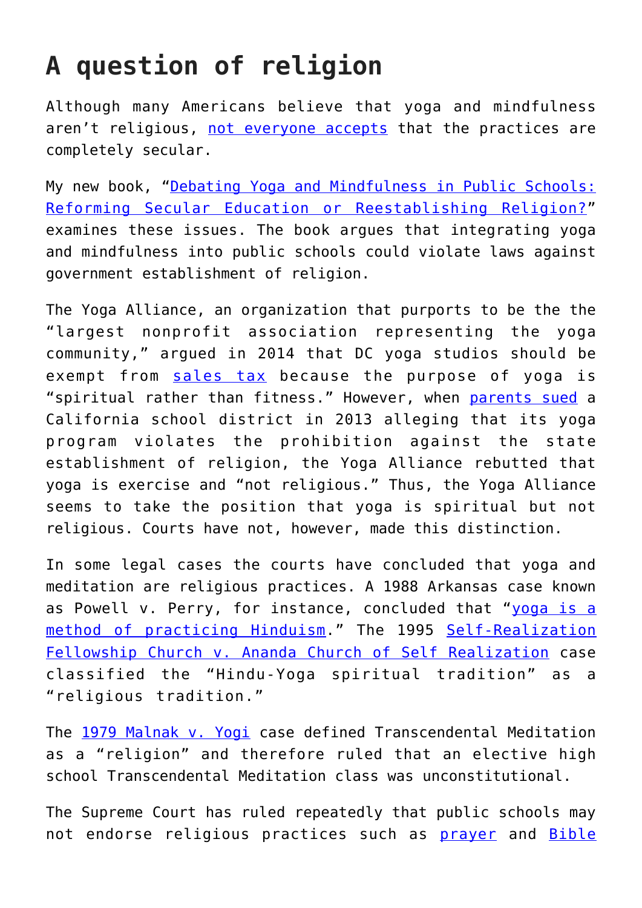# A question of religion

Although many Americans believe that yoga and mindfulness aren't religious, not everyone accepts that the practices are completely secular.

My new book, "Debating Yoga and Mindfulness in Public Schools: Reforming Secular Education or Reestablishing Religion?" examines these issues. The book argues that integrating yoga and mindfulness into public schools could violate laws against government establishment of religion.

The Yoga Alliance, an organization that purports to be the the "largest nonprofit association representing the yoga community," argued in 2014 that DC yoga studios should be exempt from sales tax because the purpose of yoga is "spiritual rather than fitness." However, when parents sued a California school district in 2013 alleging that its yoga program violates the prohibition against the state establishment of religion, the Yoga Alliance rebutted that yoga is exercise and "not religious." Thus, the Yoga Alliance seems to take the position that yoga is spiritual but not religious. Courts have not, however, made this distinction.

In some legal cases the courts have concluded that yoga and meditation are religious practices. A 1988 Arkansas case known as Powell v. Perry, for instance, concluded that "yoga is a method of practicing Hinduism." The 1995 Self-Realization Fellowship Church v. Ananda Church of Self Realization case classified the "Hindu-Yoga spiritual tradition" as a "religious tradition."

The 1979 Malnak v. Yogi case defined Transcendental Meditation as a "religion" and therefore ruled that an elective high school Transcendental Meditation class was unconstitutional.

The Supreme Court has ruled repeatedly that public schools may not endorse religious practices such as prayer and Bible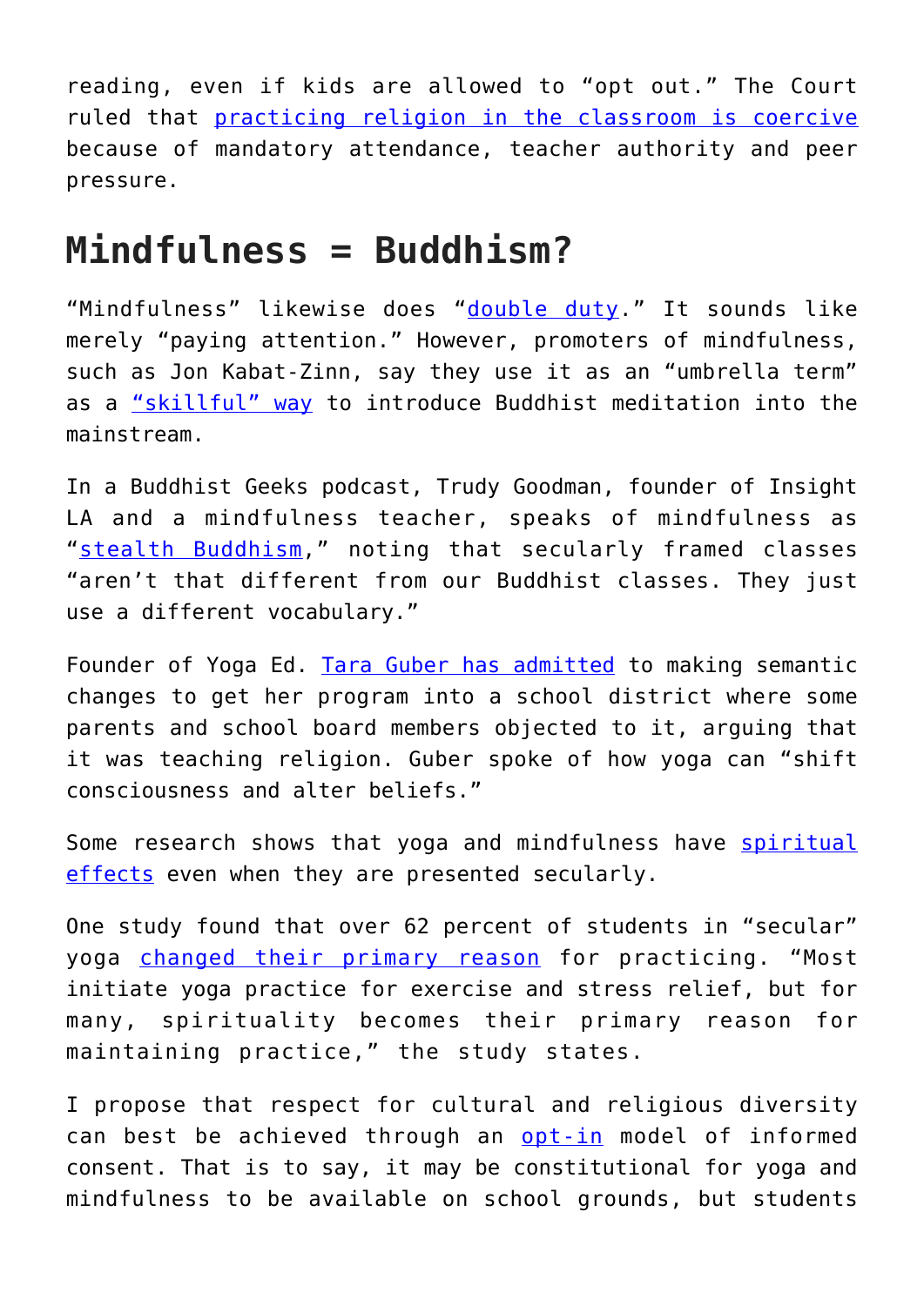reading, even if kids are allowed to "opt out." The Court ruled that [practicing religion in the classroom is coercive](#) because of mandatory attendance, teacher authority and peer pressure.

## Mindfulness = Buddhism?

"Mindfulness" likewise does "[double duty](#)." It sounds like merely "paying attention." However, promoters of mindfulness, such as Jon Kabat-Zinn, say they use it as an "umbrella term" as a ["skillful" way](#) to introduce Buddhist meditation into the mainstream.

In a Buddhist Geeks podcast, Trudy Goodman, founder of Insight LA and a mindfulness teacher, speaks of mindfulness as "[stealth Buddhism](#)," noting that secularly framed classes "aren't that different from our Buddhist classes. They just use a different vocabulary."

Founder of Yoga Ed. [Tara Guber has admitted](#) to making semantic changes to get her program into a school district where some parents and school board members objected to it, arguing that it was teaching religion. Guber spoke of how yoga can "shift consciousness and alter beliefs."

Some research shows that yoga and mindfulness have [spiritual effects](#) even when they are presented secularly.

One study found that over 62 percent of students in "secular" yoga [changed their primary reason](#) for practicing. "Most initiate yoga practice for exercise and stress relief, but for many, spirituality becomes their primary reason for maintaining practice," the study states.

I propose that respect for cultural and religious diversity can best be achieved through an [opt-in](#) model of informed consent. That is to say, it may be constitutional for yoga and mindfulness to be available on school grounds, but students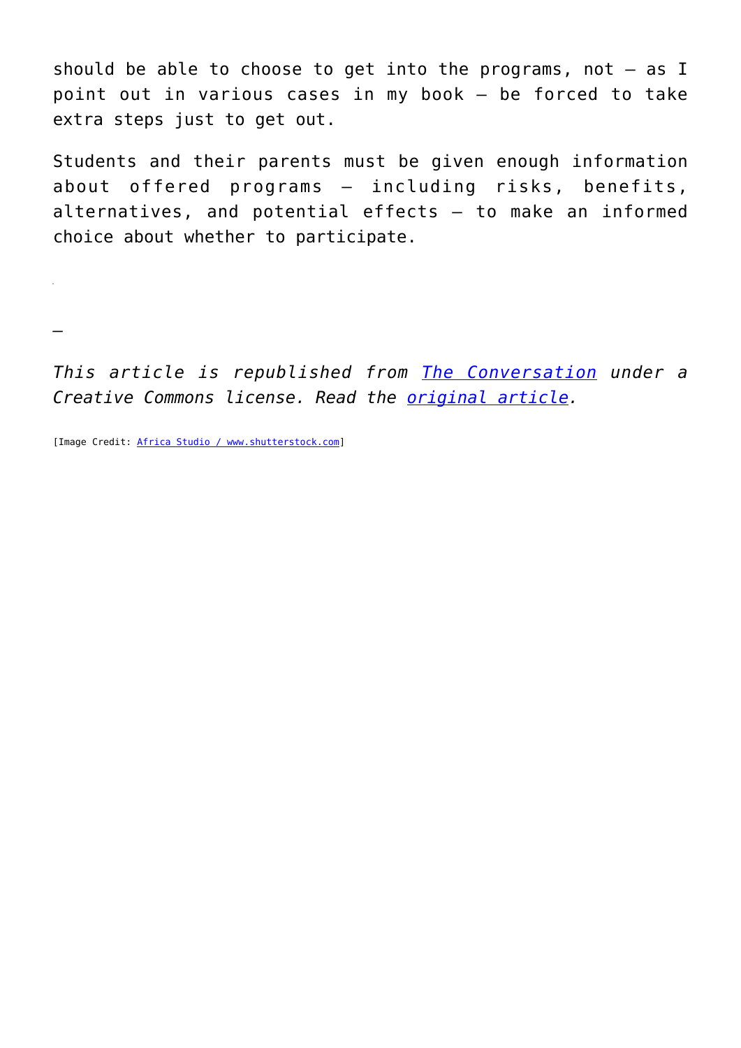should be able to choose to get into the programs, not – as I point out in various cases in my book – be forced to take extra steps just to get out.

Students and their parents must be given enough information about offered programs – including risks, benefits, alternatives, and potential effects – to make an informed choice about whether to participate.

—

*This article is republished from [The Conversation](https://theconversation.com) under a Creative Commons license. Read the [original article](https://theconversation.com).*

[Image Credit: [Africa Studio / www.shutterstock.com](https://www.shutterstock.com)]